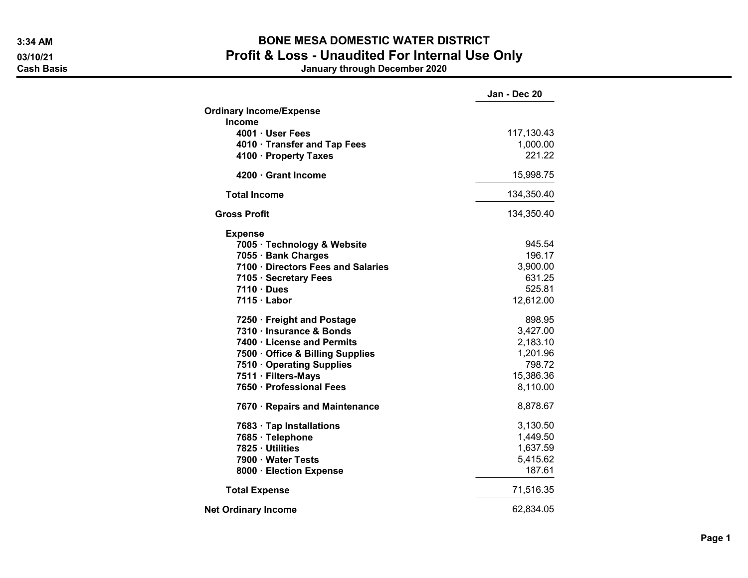**3:34 AM**
**03/10/21**
**Cash Basis**

# BONE MESA DOMESTIC WATER DISTRICT
## Profit & Loss - Unaudited For Internal Use Only
### January through December 2020

| | Jan - Dec 20 |
|---|---|
| **Ordinary Income/Expense** | |
| **Income** | |
| **4001 · User Fees** | 117,130.43 |
| **4010 · Transfer and Tap Fees** | 1,000.00 |
| **4100 · Property Taxes** | 221.22 |
| **4200 · Grant Income** | 15,998.75 |
| **Total Income** | 134,350.40 |
| **Gross Profit** | 134,350.40 |
| **Expense** | |
| **7005 · Technology & Website** | 945.54 |
| **7055 · Bank Charges** | 196.17 |
| **7100 · Directors Fees and Salaries** | 3,900.00 |
| **7105 · Secretary Fees** | 631.25 |
| **7110 · Dues** | 525.81 |
| **7115 · Labor** | 12,612.00 |
| **7250 · Freight and Postage** | 898.95 |
| **7310 · Insurance & Bonds** | 3,427.00 |
| **7400 · License and Permits** | 2,183.10 |
| **7500 · Office & Billing Supplies** | 1,201.96 |
| **7510 · Operating Supplies** | 798.72 |
| **7511 · Filters-Mays** | 15,386.36 |
| **7650 · Professional Fees** | 8,110.00 |
| **7670 · Repairs and Maintenance** | 8,878.67 |
| **7683 · Tap Installations** | 3,130.50 |
| **7685 · Telephone** | 1,449.50 |
| **7825 · Utilities** | 1,637.59 |
| **7900 · Water Tests** | 5,415.62 |
| **8000 · Election Expense** | 187.61 |
| **Total Expense** | 71,516.35 |
| **Net Ordinary Income** | 62,834.05 |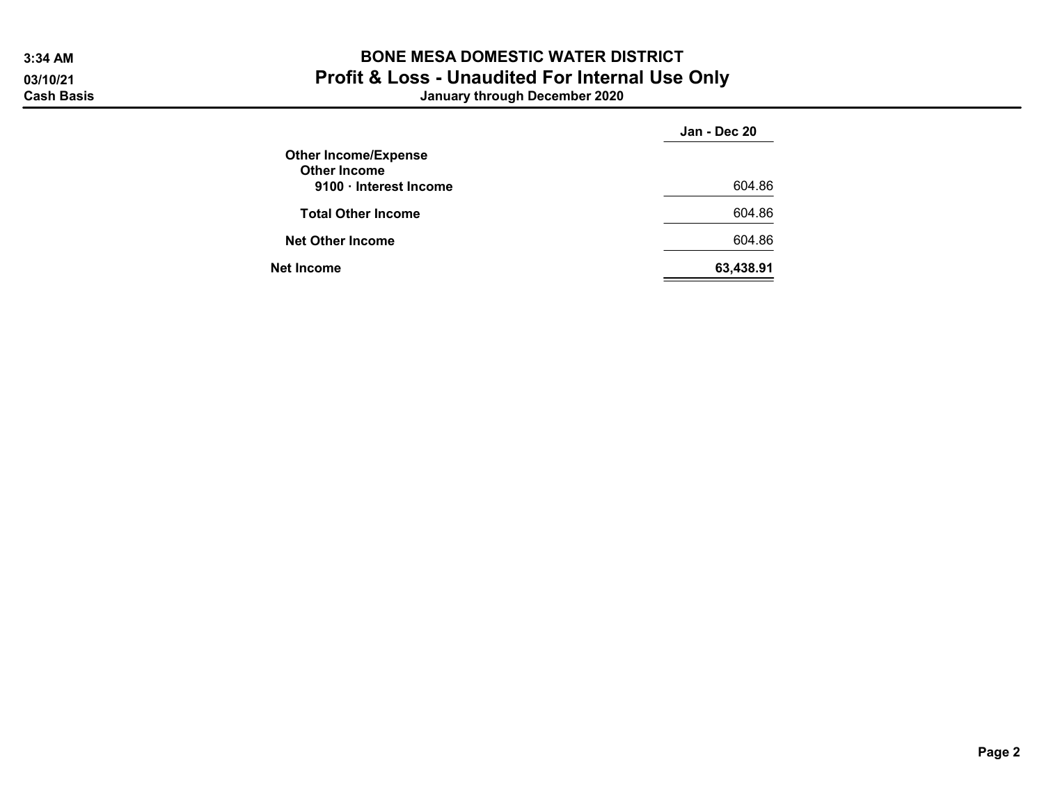# BONE MESA DOMESTIC WATER DISTRICT

## Profit & Loss - Unaudited For Internal Use Only

**January through December 2020**

3:34 AM
03/10/21
Cash Basis

| | Jan - Dec 20 |
|---|---|
| **Other Income/Expense** | |
| **Other Income** | |
| **9100 · Interest Income** | 604.86 |
| **Total Other Income** | 604.86 |
| **Net Other Income** | 604.86 |
| **Net Income** | **63,438.91** |